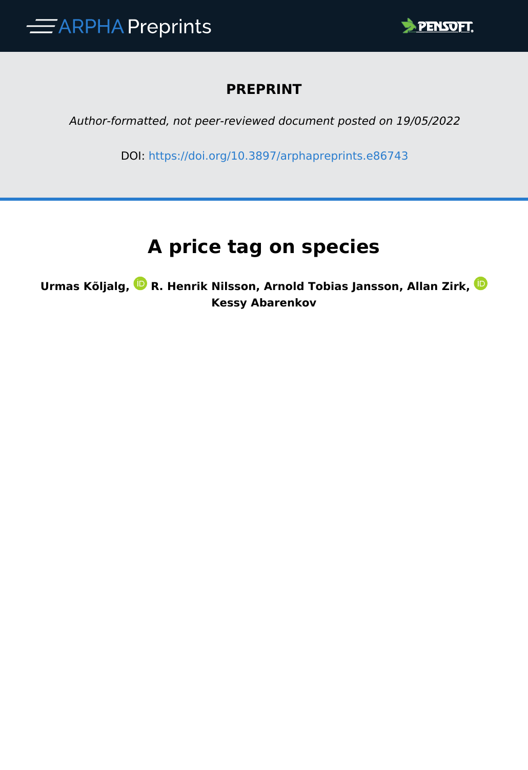**PREPRINT**

*Author-formatted, not peer-reviewed document posted on 19/05/2022*

DOI: https://doi.org/10.3897/arphapreprints.e86743

# A price tag on species

**Urmas Kõljalg, R. Henrik Nilsson, Arnold Tobias Jansson, Allan Zirk, Kessy Abarenkov**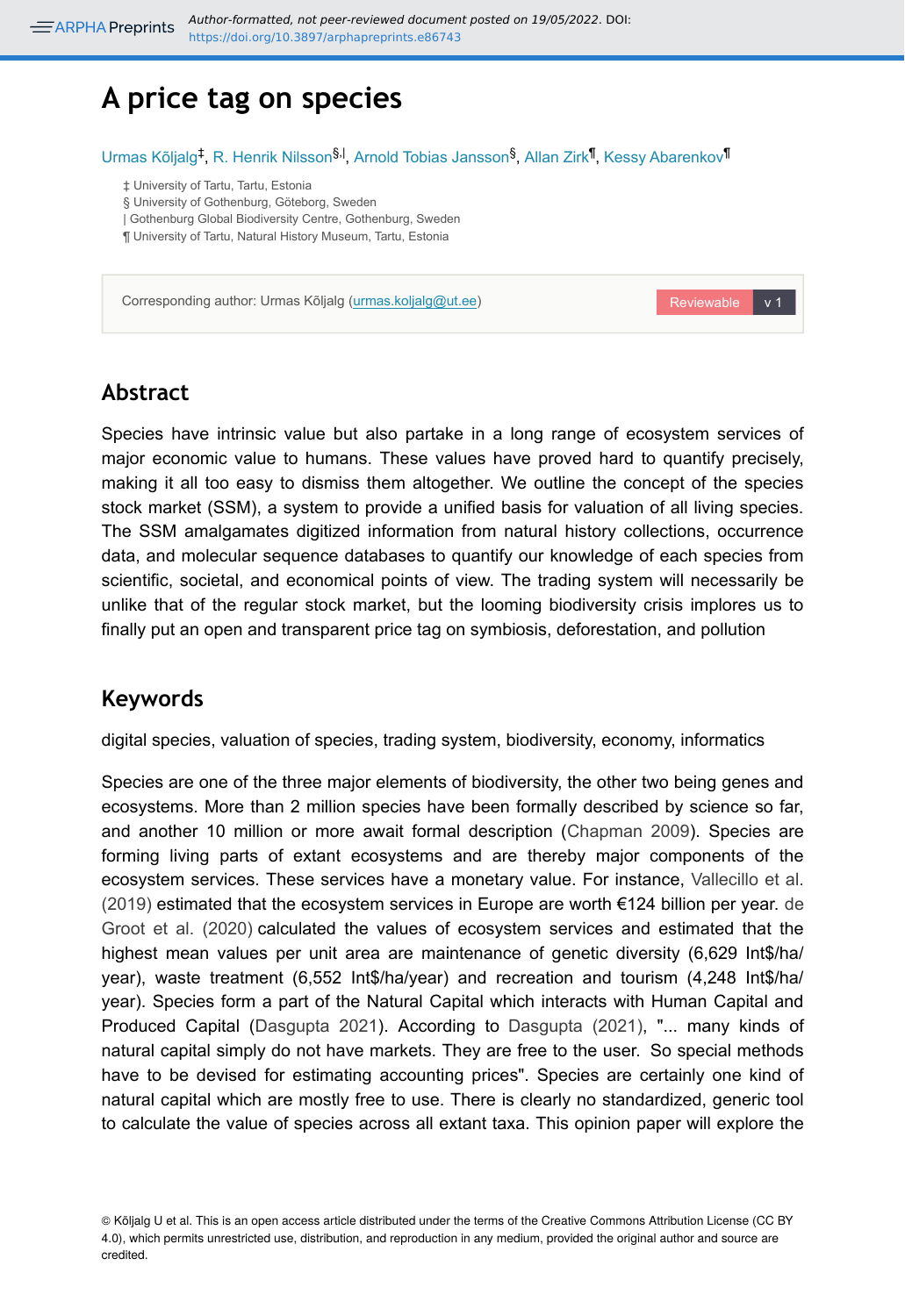# A price tag on species

Urmas Kõljalg[‡], R. Henrik Nilsson[§,|], Arnold Tobias Jansson[§], Allan Zirk[¶], Kessy Abarenkov[¶]

‡ University of Tartu, Tartu, Estonia
§ University of Gothenburg, Göteborg, Sweden
| Gothenburg Global Biodiversity Centre, Gothenburg, Sweden
¶ University of Tartu, Natural History Museum, Tartu, Estonia

Corresponding author: Urmas Kõljalg (urmas.koljalg@ut.ee)

Reviewable v 1

## Abstract

Species have intrinsic value but also partake in a long range of ecosystem services of major economic value to humans. These values have proved hard to quantify precisely, making it all too easy to dismiss them altogether. We outline the concept of the species stock market (SSM), a system to provide a unified basis for valuation of all living species. The SSM amalgamates digitized information from natural history collections, occurrence data, and molecular sequence databases to quantify our knowledge of each species from scientific, societal, and economical points of view. The trading system will necessarily be unlike that of the regular stock market, but the looming biodiversity crisis implores us to finally put an open and transparent price tag on symbiosis, deforestation, and pollution

## Keywords

digital species, valuation of species, trading system, biodiversity, economy, informatics

Species are one of the three major elements of biodiversity, the other two being genes and ecosystems. More than 2 million species have been formally described by science so far, and another 10 million or more await formal description (Chapman 2009). Species are forming living parts of extant ecosystems and are thereby major components of the ecosystem services. These services have a monetary value. For instance, Vallecillo et al. (2019) estimated that the ecosystem services in Europe are worth €124 billion per year. de Groot et al. (2020) calculated the values of ecosystem services and estimated that the highest mean values per unit area are maintenance of genetic diversity (6,629 Int$/ha/year), waste treatment (6,552 Int$/ha/year) and recreation and tourism (4,248 Int$/ha/year). Species form a part of the Natural Capital which interacts with Human Capital and Produced Capital (Dasgupta 2021). According to Dasgupta (2021), "... many kinds of natural capital simply do not have markets. They are free to the user. So special methods have to be devised for estimating accounting prices". Species are certainly one kind of natural capital which are mostly free to use. There is clearly no standardized, generic tool to calculate the value of species across all extant taxa. This opinion paper will explore the

© Kõljalg U et al. This is an open access article distributed under the terms of the Creative Commons Attribution License (CC BY 4.0), which permits unrestricted use, distribution, and reproduction in any medium, provided the original author and source are credited.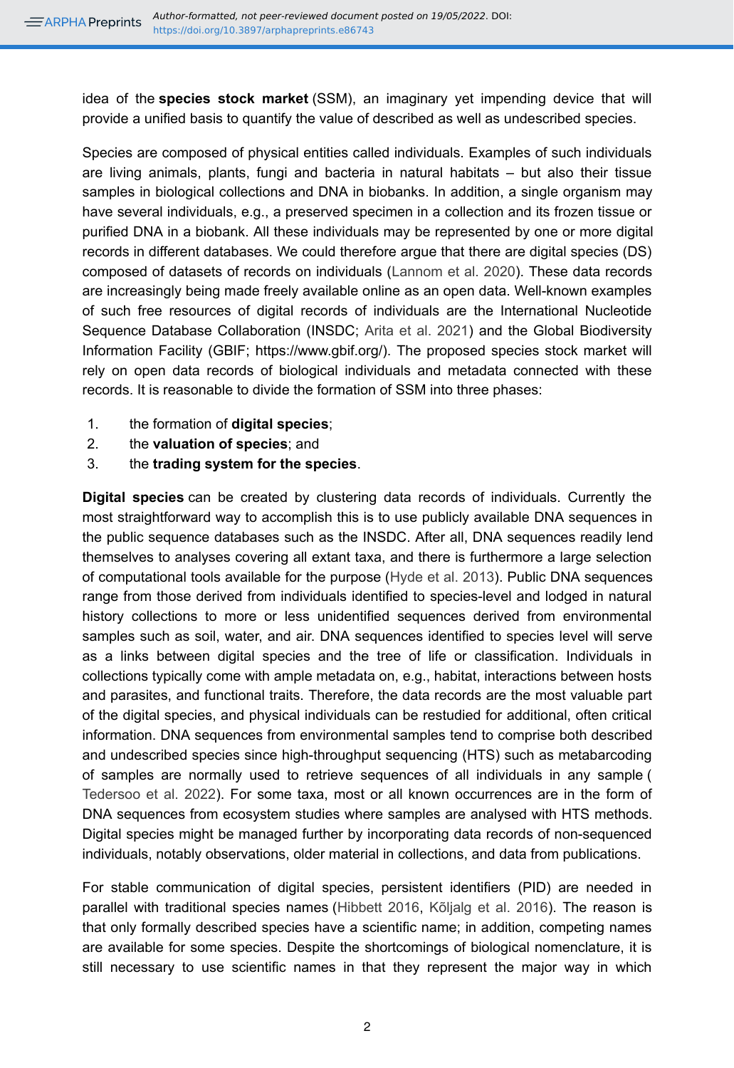idea of the **species stock market** (SSM), an imaginary yet impending device that will provide a unified basis to quantify the value of described as well as undescribed species.

Species are composed of physical entities called individuals. Examples of such individuals are living animals, plants, fungi and bacteria in natural habitats – but also their tissue samples in biological collections and DNA in biobanks. In addition, a single organism may have several individuals, e.g., a preserved specimen in a collection and its frozen tissue or purified DNA in a biobank. All these individuals may be represented by one or more digital records in different databases. We could therefore argue that there are digital species (DS) composed of datasets of records on individuals (Lannom et al. 2020). These data records are increasingly being made freely available online as an open data. Well-known examples of such free resources of digital records of individuals are the International Nucleotide Sequence Database Collaboration (INSDC; Arita et al. 2021) and the Global Biodiversity Information Facility (GBIF; https://www.gbif.org/). The proposed species stock market will rely on open data records of biological individuals and metadata connected with these records. It is reasonable to divide the formation of SSM into three phases:

1. the formation of **digital species**;
2. the **valuation of species**; and
3. the **trading system for the species**.

**Digital species** can be created by clustering data records of individuals. Currently the most straightforward way to accomplish this is to use publicly available DNA sequences in the public sequence databases such as the INSDC. After all, DNA sequences readily lend themselves to analyses covering all extant taxa, and there is furthermore a large selection of computational tools available for the purpose (Hyde et al. 2013). Public DNA sequences range from those derived from individuals identified to species-level and lodged in natural history collections to more or less unidentified sequences derived from environmental samples such as soil, water, and air. DNA sequences identified to species level will serve as a links between digital species and the tree of life or classification. Individuals in collections typically come with ample metadata on, e.g., habitat, interactions between hosts and parasites, and functional traits. Therefore, the data records are the most valuable part of the digital species, and physical individuals can be restudied for additional, often critical information. DNA sequences from environmental samples tend to comprise both described and undescribed species since high-throughput sequencing (HTS) such as metabarcoding of samples are normally used to retrieve sequences of all individuals in any sample ( Tedersoo et al. 2022). For some taxa, most or all known occurrences are in the form of DNA sequences from ecosystem studies where samples are analysed with HTS methods. Digital species might be managed further by incorporating data records of non-sequenced individuals, notably observations, older material in collections, and data from publications.

For stable communication of digital species, persistent identifiers (PID) are needed in parallel with traditional species names (Hibbett 2016, Kõljalg et al. 2016). The reason is that only formally described species have a scientific name; in addition, competing names are available for some species. Despite the shortcomings of biological nomenclature, it is still necessary to use scientific names in that they represent the major way in which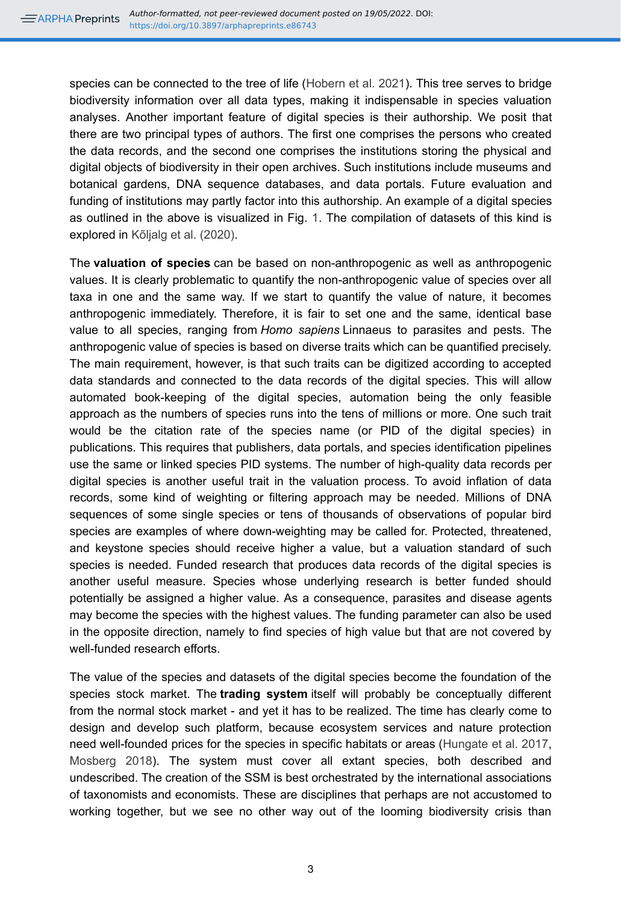species can be connected to the tree of life (Hobern et al. 2021). This tree serves to bridge biodiversity information over all data types, making it indispensable in species valuation analyses. Another important feature of digital species is their authorship. We posit that there are two principal types of authors. The first one comprises the persons who created the data records, and the second one comprises the institutions storing the physical and digital objects of biodiversity in their open archives. Such institutions include museums and botanical gardens, DNA sequence databases, and data portals. Future evaluation and funding of institutions may partly factor into this authorship. An example of a digital species as outlined in the above is visualized in Fig. 1. The compilation of datasets of this kind is explored in Kõljalg et al. (2020).

The **valuation of species** can be based on non-anthropogenic as well as anthropogenic values. It is clearly problematic to quantify the non-anthropogenic value of species over all taxa in one and the same way. If we start to quantify the value of nature, it becomes anthropogenic immediately. Therefore, it is fair to set one and the same, identical base value to all species, ranging from *Homo sapiens* Linnaeus to parasites and pests. The anthropogenic value of species is based on diverse traits which can be quantified precisely. The main requirement, however, is that such traits can be digitized according to accepted data standards and connected to the data records of the digital species. This will allow automated book-keeping of the digital species, automation being the only feasible approach as the numbers of species runs into the tens of millions or more. One such trait would be the citation rate of the species name (or PID of the digital species) in publications. This requires that publishers, data portals, and species identification pipelines use the same or linked species PID systems. The number of high-quality data records per digital species is another useful trait in the valuation process. To avoid inflation of data records, some kind of weighting or filtering approach may be needed. Millions of DNA sequences of some single species or tens of thousands of observations of popular bird species are examples of where down-weighting may be called for. Protected, threatened, and keystone species should receive higher a value, but a valuation standard of such species is needed. Funded research that produces data records of the digital species is another useful measure. Species whose underlying research is better funded should potentially be assigned a higher value. As a consequence, parasites and disease agents may become the species with the highest values. The funding parameter can also be used in the opposite direction, namely to find species of high value but that are not covered by well-funded research efforts.

The value of the species and datasets of the digital species become the foundation of the species stock market. The **trading system** itself will probably be conceptually different from the normal stock market - and yet it has to be realized. The time has clearly come to design and develop such platform, because ecosystem services and nature protection need well-founded prices for the species in specific habitats or areas (Hungate et al. 2017, Mosberg 2018). The system must cover all extant species, both described and undescribed. The creation of the SSM is best orchestrated by the international associations of taxonomists and economists. These are disciplines that perhaps are not accustomed to working together, but we see no other way out of the looming biodiversity crisis than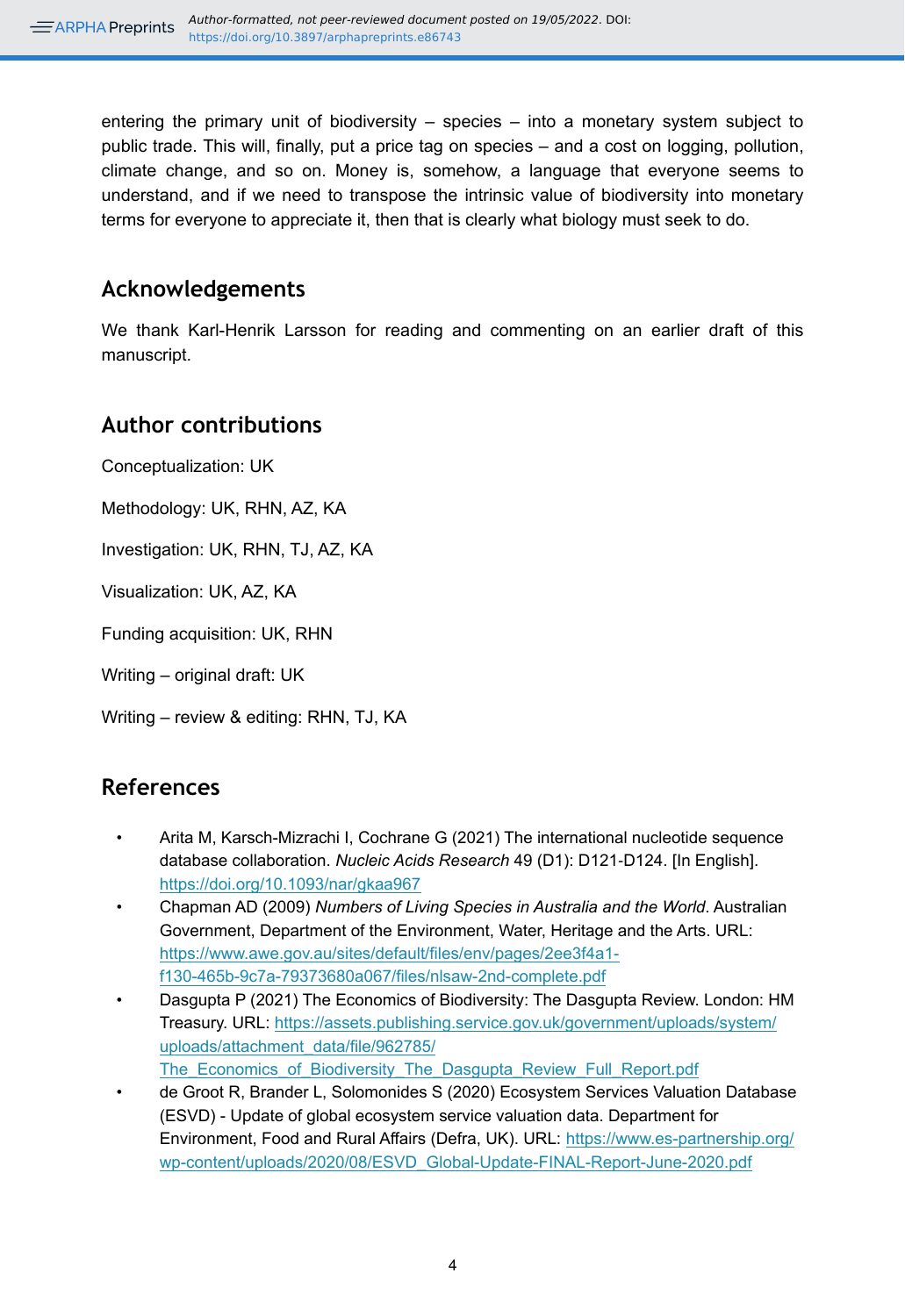entering the primary unit of biodiversity – species – into a monetary system subject to public trade. This will, finally, put a price tag on species – and a cost on logging, pollution, climate change, and so on. Money is, somehow, a language that everyone seems to understand, and if we need to transpose the intrinsic value of biodiversity into monetary terms for everyone to appreciate it, then that is clearly what biology must seek to do.

## Acknowledgements

We thank Karl-Henrik Larsson for reading and commenting on an earlier draft of this manuscript.

## Author contributions

Conceptualization: UK

Methodology: UK, RHN, AZ, KA

Investigation: UK, RHN, TJ, AZ, KA

Visualization: UK, AZ, KA

Funding acquisition: UK, RHN

Writing – original draft: UK

Writing – review & editing: RHN, TJ, KA

## References

- Arita M, Karsch-Mizrachi I, Cochrane G (2021) The international nucleotide sequence database collaboration. *Nucleic Acids Research* 49 (D1): D121-D124. [In English]. https://doi.org/10.1093/nar/gkaa967
- Chapman AD (2009) *Numbers of Living Species in Australia and the World*. Australian Government, Department of the Environment, Water, Heritage and the Arts. URL: https://www.awe.gov.au/sites/default/files/env/pages/2ee3f4a1-f130-465b-9c7a-79373680a067/files/nlsaw-2nd-complete.pdf
- Dasgupta P (2021) The Economics of Biodiversity: The Dasgupta Review. London: HM Treasury. URL: https://assets.publishing.service.gov.uk/government/uploads/system/uploads/attachment_data/file/962785/The_Economics_of_Biodiversity_The_Dasgupta_Review_Full_Report.pdf
- de Groot R, Brander L, Solomonides S (2020) Ecosystem Services Valuation Database (ESVD) - Update of global ecosystem service valuation data. Department for Environment, Food and Rural Affairs (Defra, UK). URL: https://www.es-partnership.org/wp-content/uploads/2020/08/ESVD_Global-Update-FINAL-Report-June-2020.pdf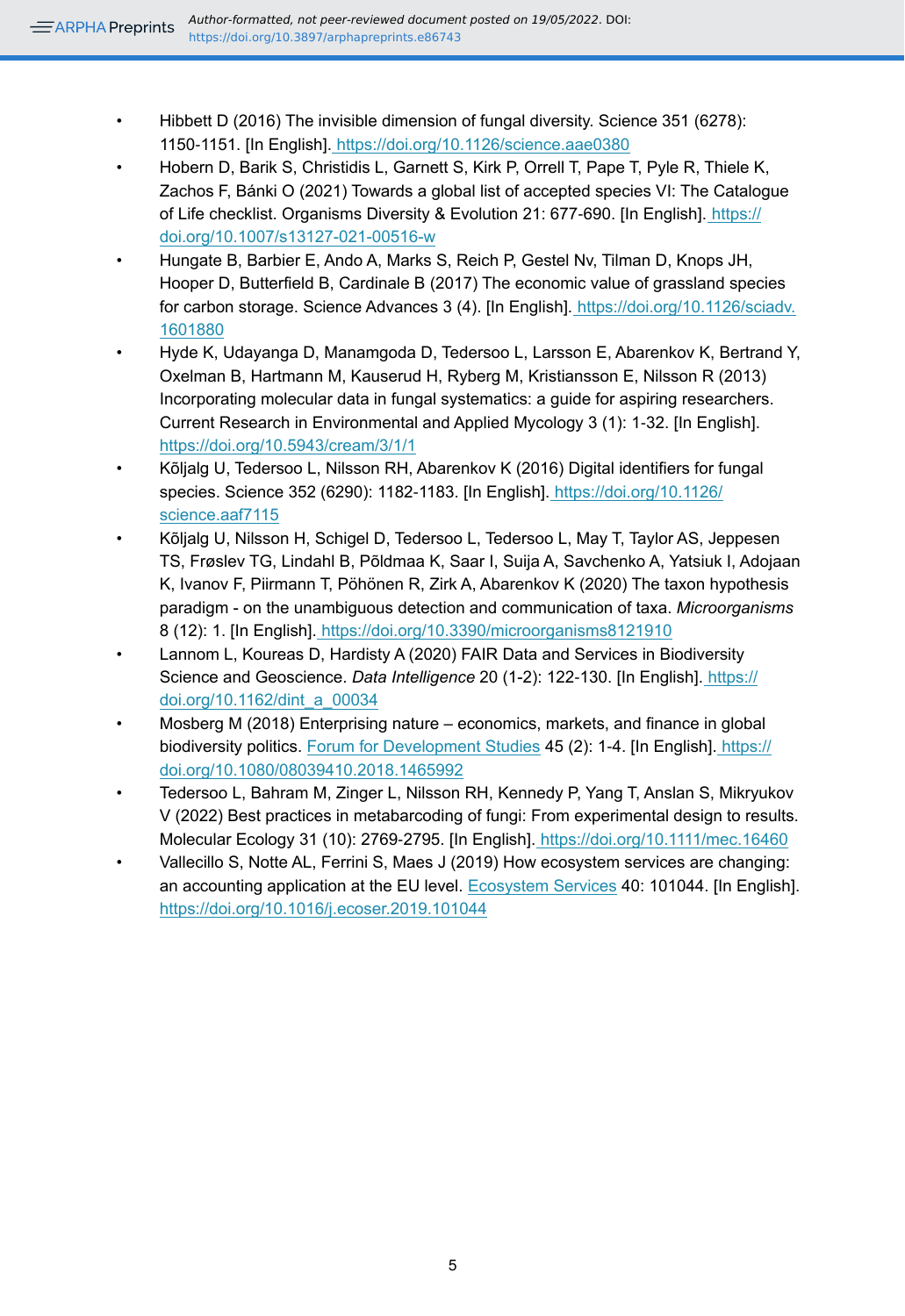- Hibbett D (2016) The invisible dimension of fungal diversity. Science 351 (6278): 1150-1151. [In English]. https://doi.org/10.1126/science.aae0380
- Hobern D, Barik S, Christidis L, Garnett S, Kirk P, Orrell T, Pape T, Pyle R, Thiele K, Zachos F, Bánki O (2021) Towards a global list of accepted species VI: The Catalogue of Life checklist. Organisms Diversity & Evolution 21: 677-690. [In English]. https://doi.org/10.1007/s13127-021-00516-w
- Hungate B, Barbier E, Ando A, Marks S, Reich P, Gestel Nv, Tilman D, Knops JH, Hooper D, Butterfield B, Cardinale B (2017) The economic value of grassland species for carbon storage. Science Advances 3 (4). [In English]. https://doi.org/10.1126/sciadv.1601880
- Hyde K, Udayanga D, Manamgoda D, Tedersoo L, Larsson E, Abarenkov K, Bertrand Y, Oxelman B, Hartmann M, Kauserud H, Ryberg M, Kristiansson E, Nilsson R (2013) Incorporating molecular data in fungal systematics: a guide for aspiring researchers. Current Research in Environmental and Applied Mycology 3 (1): 1-32. [In English]. https://doi.org/10.5943/cream/3/1/1
- Kõljalg U, Tedersoo L, Nilsson RH, Abarenkov K (2016) Digital identifiers for fungal species. Science 352 (6290): 1182-1183. [In English]. https://doi.org/10.1126/science.aaf7115
- Kõljalg U, Nilsson H, Schigel D, Tedersoo L, Tedersoo L, May T, Taylor AS, Jeppesen TS, Frøslev TG, Lindahl B, Põldmaa K, Saar I, Suija A, Savchenko A, Yatsiuk I, Adojaan K, Ivanov F, Piirmann T, Pöhönen R, Zirk A, Abarenkov K (2020) The taxon hypothesis paradigm - on the unambiguous detection and communication of taxa. *Microorganisms* 8 (12): 1. [In English]. https://doi.org/10.3390/microorganisms8121910
- Lannom L, Koureas D, Hardisty A (2020) FAIR Data and Services in Biodiversity Science and Geoscience. *Data Intelligence* 20 (1-2): 122-130. [In English]. https://doi.org/10.1162/dint_a_00034
- Mosberg M (2018) Enterprising nature – economics, markets, and finance in global biodiversity politics. Forum for Development Studies 45 (2): 1-4. [In English]. https://doi.org/10.1080/08039410.2018.1465992
- Tedersoo L, Bahram M, Zinger L, Nilsson RH, Kennedy P, Yang T, Anslan S, Mikryukov V (2022) Best practices in metabarcoding of fungi: From experimental design to results. Molecular Ecology 31 (10): 2769-2795. [In English]. https://doi.org/10.1111/mec.16460
- Vallecillo S, Notte AL, Ferrini S, Maes J (2019) How ecosystem services are changing: an accounting application at the EU level. Ecosystem Services 40: 101044. [In English]. https://doi.org/10.1016/j.ecoser.2019.101044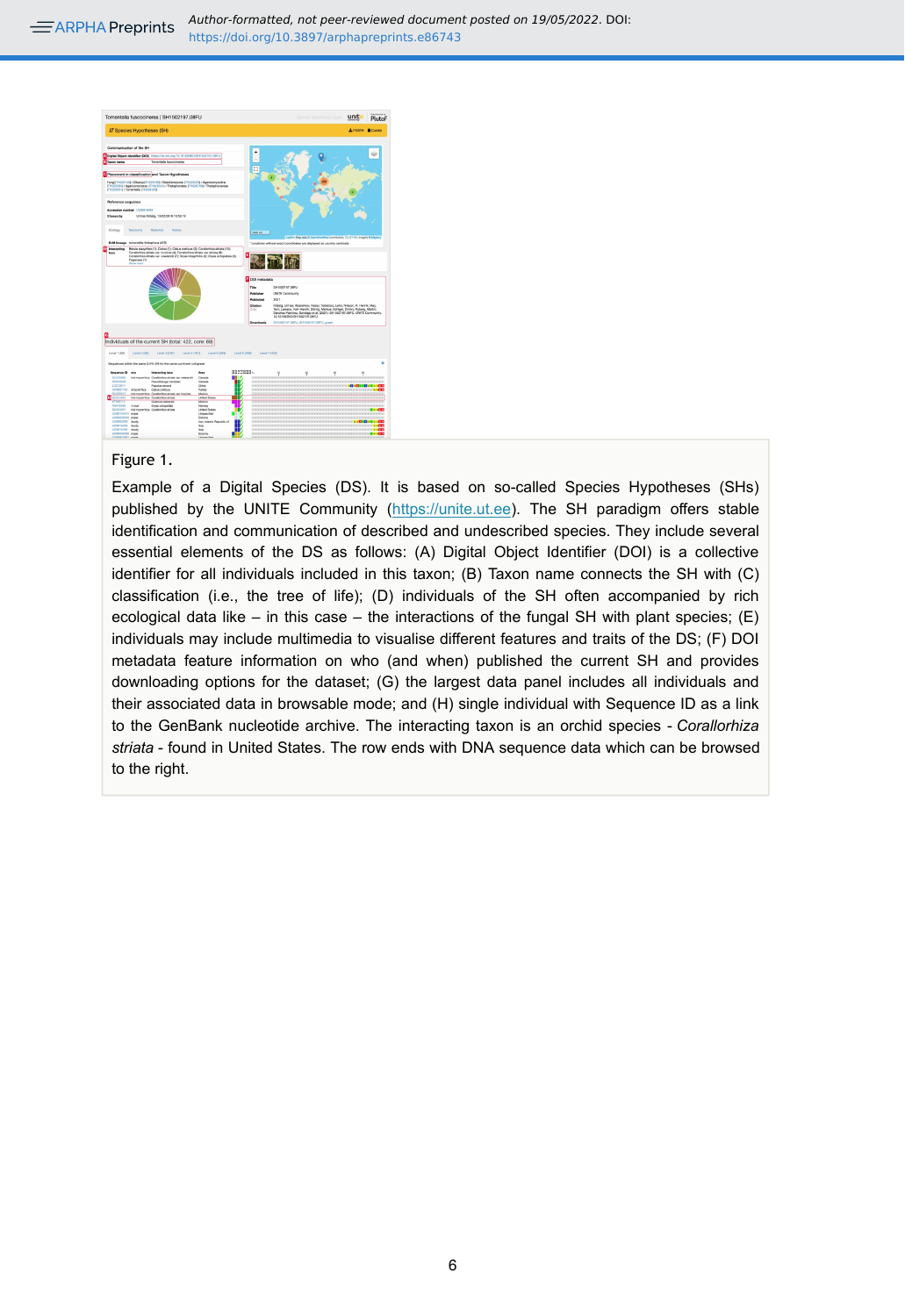Figure 1.

Example of a Digital Species (DS). It is based on so-called Species Hypotheses (SHs) published by the UNITE Community (https://unite.ut.ee). The SH paradigm offers stable identification and communication of described and undescribed species. They include several essential elements of the DS as follows: (A) Digital Object Identifier (DOI) is a collective identifier for all individuals included in this taxon; (B) Taxon name connects the SH with (C) classification (i.e., the tree of life); (D) individuals of the SH often accompanied by rich ecological data like – in this case – the interactions of the fungal SH with plant species; (E) individuals may include multimedia to visualise different features and traits of the DS; (F) DOI metadata feature information on who (and when) published the current SH and provides downloading options for the dataset; (G) the largest data panel includes all individuals and their associated data in browsable mode; and (H) single individual with Sequence ID as a link to the GenBank nucleotide archive. The interacting taxon is an orchid species - *Corallorhiza striata* - found in United States. The row ends with DNA sequence data which can be browsed to the right.